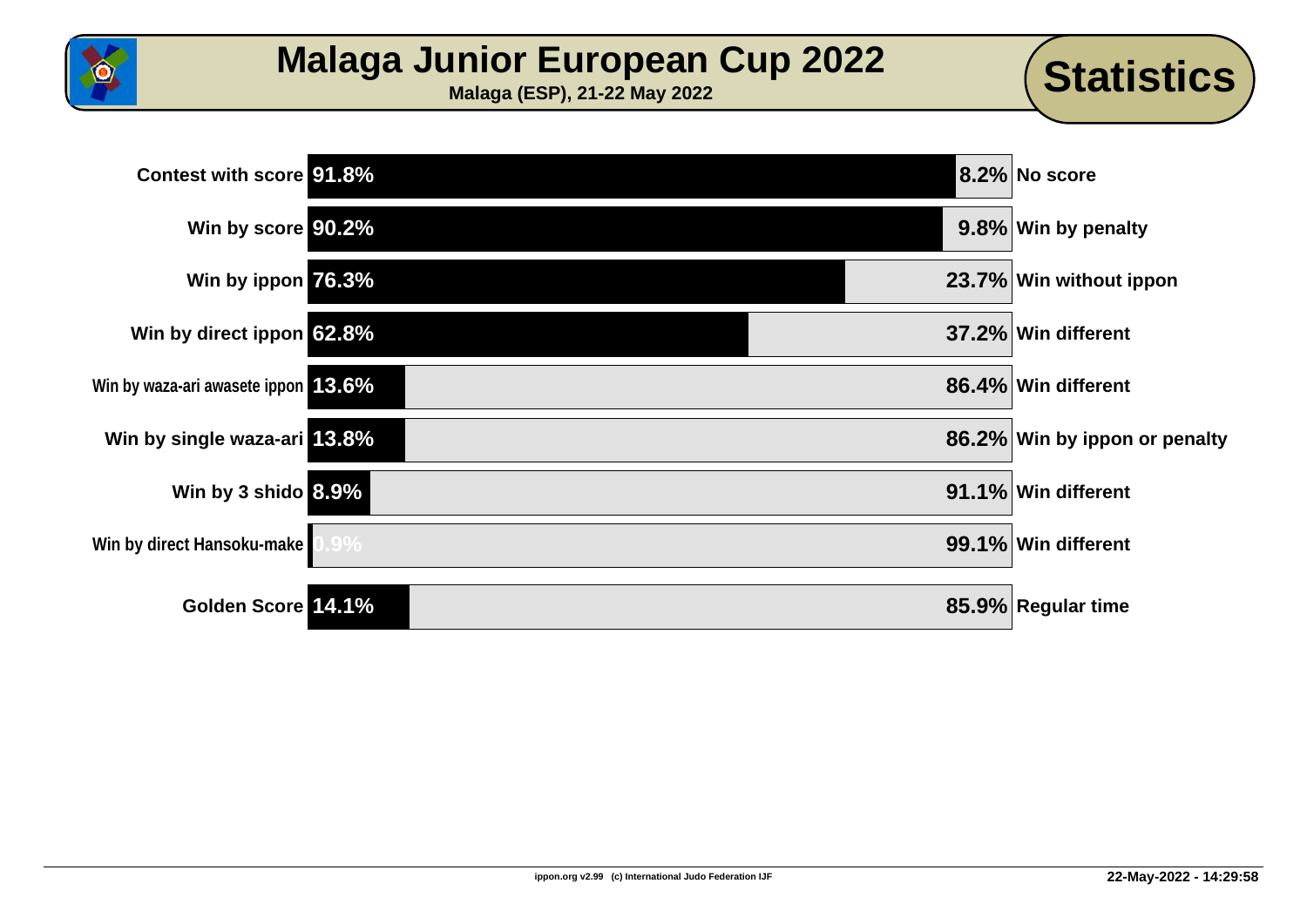# Malaga Junior European Cup 2022

**Malaga (ESP), 21-22 May 2022**

## Statistics

| Category | % | % | Complement |
|---|---|---|---|
| Contest with score | 91.8% | 8.2% | No score |
| Win by score | 90.2% | 9.8% | Win by penalty |
| Win by ippon | 76.3% | 23.7% | Win without ippon |
| Win by direct ippon | 62.8% | 37.2% | Win different |
| Win by waza-ari awasete ippon | 13.6% | 86.4% | Win different |
| Win by single waza-ari | 13.8% | 86.2% | Win by ippon or penalty |
| Win by 3 shido | 8.9% | 91.1% | Win different |
| Win by direct Hansoku-make | 0.9% | 99.1% | Win different |
| Golden Score | 14.1% | 85.9% | Regular time |

ippon.org v2.99 (c) International Judo Federation IJF

22-May-2022 - 14:29:58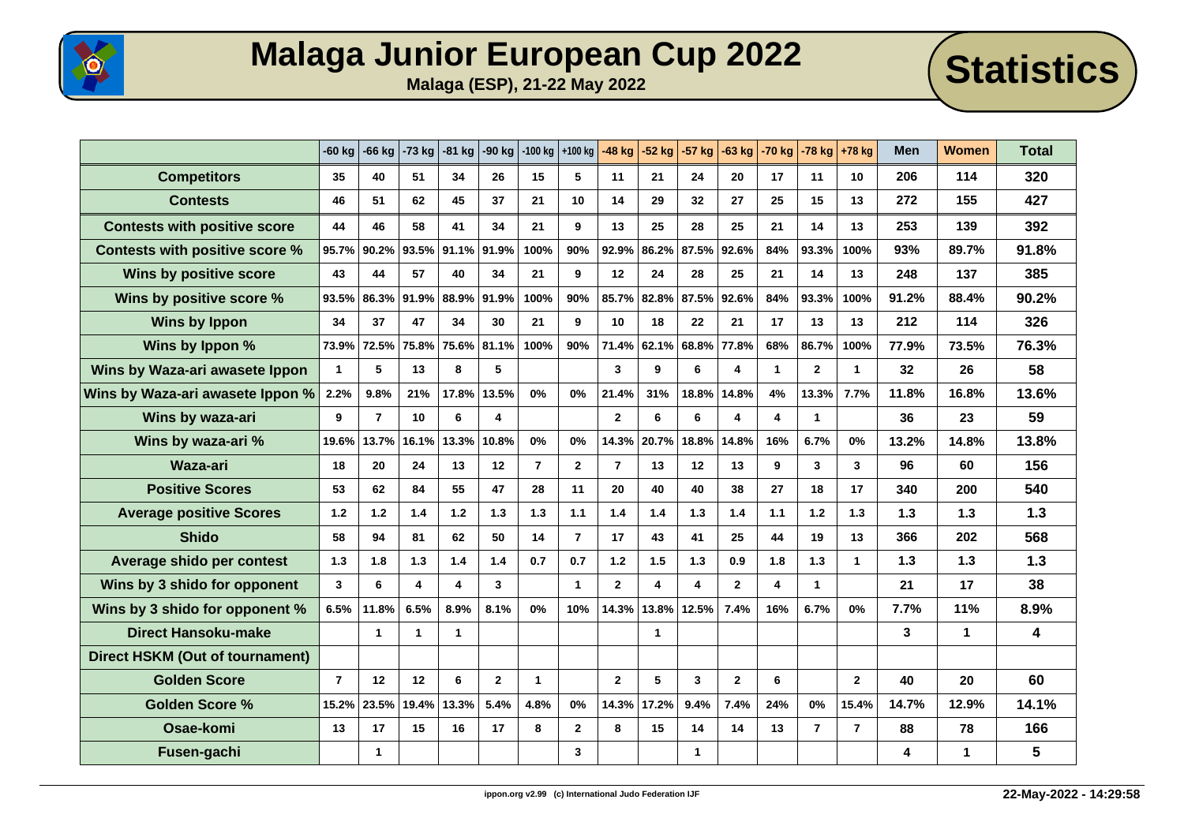# Malaga Junior European Cup 2022

**Malaga (ESP), 21-22 May 2022**

# Statistics

| | -60 kg | -66 kg | -73 kg | -81 kg | -90 kg | -100 kg | +100 kg | -48 kg | -52 kg | -57 kg | -63 kg | -70 kg | -78 kg | +78 kg | Men | Women | Total |
|---|---|---|---|---|---|---|---|---|---|---|---|---|---|---|---|---|---|
| **Competitors** | 35 | 40 | 51 | 34 | 26 | 15 | 5 | 11 | 21 | 24 | 20 | 17 | 11 | 10 | 206 | 114 | 320 |
| **Contests** | 46 | 51 | 62 | 45 | 37 | 21 | 10 | 14 | 29 | 32 | 27 | 25 | 15 | 13 | 272 | 155 | 427 |
| **Contests with positive score** | 44 | 46 | 58 | 41 | 34 | 21 | 9 | 13 | 25 | 28 | 25 | 21 | 14 | 13 | 253 | 139 | 392 |
| **Contests with positive score %** | 95.7% | 90.2% | 93.5% | 91.1% | 91.9% | 100% | 90% | 92.9% | 86.2% | 87.5% | 92.6% | 84% | 93.3% | 100% | 93% | 89.7% | 91.8% |
| **Wins by positive score** | 43 | 44 | 57 | 40 | 34 | 21 | 9 | 12 | 24 | 28 | 25 | 21 | 14 | 13 | 248 | 137 | 385 |
| **Wins by positive score %** | 93.5% | 86.3% | 91.9% | 88.9% | 91.9% | 100% | 90% | 85.7% | 82.8% | 87.5% | 92.6% | 84% | 93.3% | 100% | 91.2% | 88.4% | 90.2% |
| **Wins by Ippon** | 34 | 37 | 47 | 34 | 30 | 21 | 9 | 10 | 18 | 22 | 21 | 17 | 13 | 13 | 212 | 114 | 326 |
| **Wins by Ippon %** | 73.9% | 72.5% | 75.8% | 75.6% | 81.1% | 100% | 90% | 71.4% | 62.1% | 68.8% | 77.8% | 68% | 86.7% | 100% | 77.9% | 73.5% | 76.3% |
| **Wins by Waza-ari awasete Ippon** | 1 | 5 | 13 | 8 | 5 | | | 3 | 9 | 6 | 4 | 1 | 2 | 1 | 32 | 26 | 58 |
| **Wins by Waza-ari awasete Ippon %** | 2.2% | 9.8% | 21% | 17.8% | 13.5% | 0% | 0% | 21.4% | 31% | 18.8% | 14.8% | 4% | 13.3% | 7.7% | 11.8% | 16.8% | 13.6% |
| **Wins by waza-ari** | 9 | 7 | 10 | 6 | 4 | | | 2 | 6 | 6 | 4 | 4 | 1 | | 36 | 23 | 59 |
| **Wins by waza-ari %** | 19.6% | 13.7% | 16.1% | 13.3% | 10.8% | 0% | 0% | 14.3% | 20.7% | 18.8% | 14.8% | 16% | 6.7% | 0% | 13.2% | 14.8% | 13.8% |
| **Waza-ari** | 18 | 20 | 24 | 13 | 12 | 7 | 2 | 7 | 13 | 12 | 13 | 9 | 3 | 3 | 96 | 60 | 156 |
| **Positive Scores** | 53 | 62 | 84 | 55 | 47 | 28 | 11 | 20 | 40 | 40 | 38 | 27 | 18 | 17 | 340 | 200 | 540 |
| **Average positive Scores** | 1.2 | 1.2 | 1.4 | 1.2 | 1.3 | 1.3 | 1.1 | 1.4 | 1.4 | 1.3 | 1.4 | 1.1 | 1.2 | 1.3 | 1.3 | 1.3 | 1.3 |
| **Shido** | 58 | 94 | 81 | 62 | 50 | 14 | 7 | 17 | 43 | 41 | 25 | 44 | 19 | 13 | 366 | 202 | 568 |
| **Average shido per contest** | 1.3 | 1.8 | 1.3 | 1.4 | 1.4 | 0.7 | 0.7 | 1.2 | 1.5 | 1.3 | 0.9 | 1.8 | 1.3 | 1 | 1.3 | 1.3 | 1.3 |
| **Wins by 3 shido for opponent** | 3 | 6 | 4 | 4 | 3 | | 1 | 2 | 4 | 4 | 2 | 4 | 1 | | 21 | 17 | 38 |
| **Wins by 3 shido for opponent %** | 6.5% | 11.8% | 6.5% | 8.9% | 8.1% | 0% | 10% | 14.3% | 13.8% | 12.5% | 7.4% | 16% | 6.7% | 0% | 7.7% | 11% | 8.9% |
| **Direct Hansoku-make** | | 1 | 1 | 1 | | | | | 1 | | | | | | 3 | 1 | 4 |
| **Direct HSKM (Out of tournament)** | | | | | | | | | | | | | | | | | |
| **Golden Score** | 7 | 12 | 12 | 6 | 2 | 1 | | 2 | 5 | 3 | 2 | 6 | | 2 | 40 | 20 | 60 |
| **Golden Score %** | 15.2% | 23.5% | 19.4% | 13.3% | 5.4% | 4.8% | 0% | 14.3% | 17.2% | 9.4% | 7.4% | 24% | 0% | 15.4% | 14.7% | 12.9% | 14.1% |
| **Osae-komi** | 13 | 17 | 15 | 16 | 17 | 8 | 2 | 8 | 15 | 14 | 14 | 13 | 7 | 7 | 88 | 78 | 166 |
| **Fusen-gachi** | | 1 | | | | | 3 | | | 1 | | | | | 4 | 1 | 5 |

ippon.org v2.99 (c) International Judo Federation IJF

22-May-2022 - 14:29:58